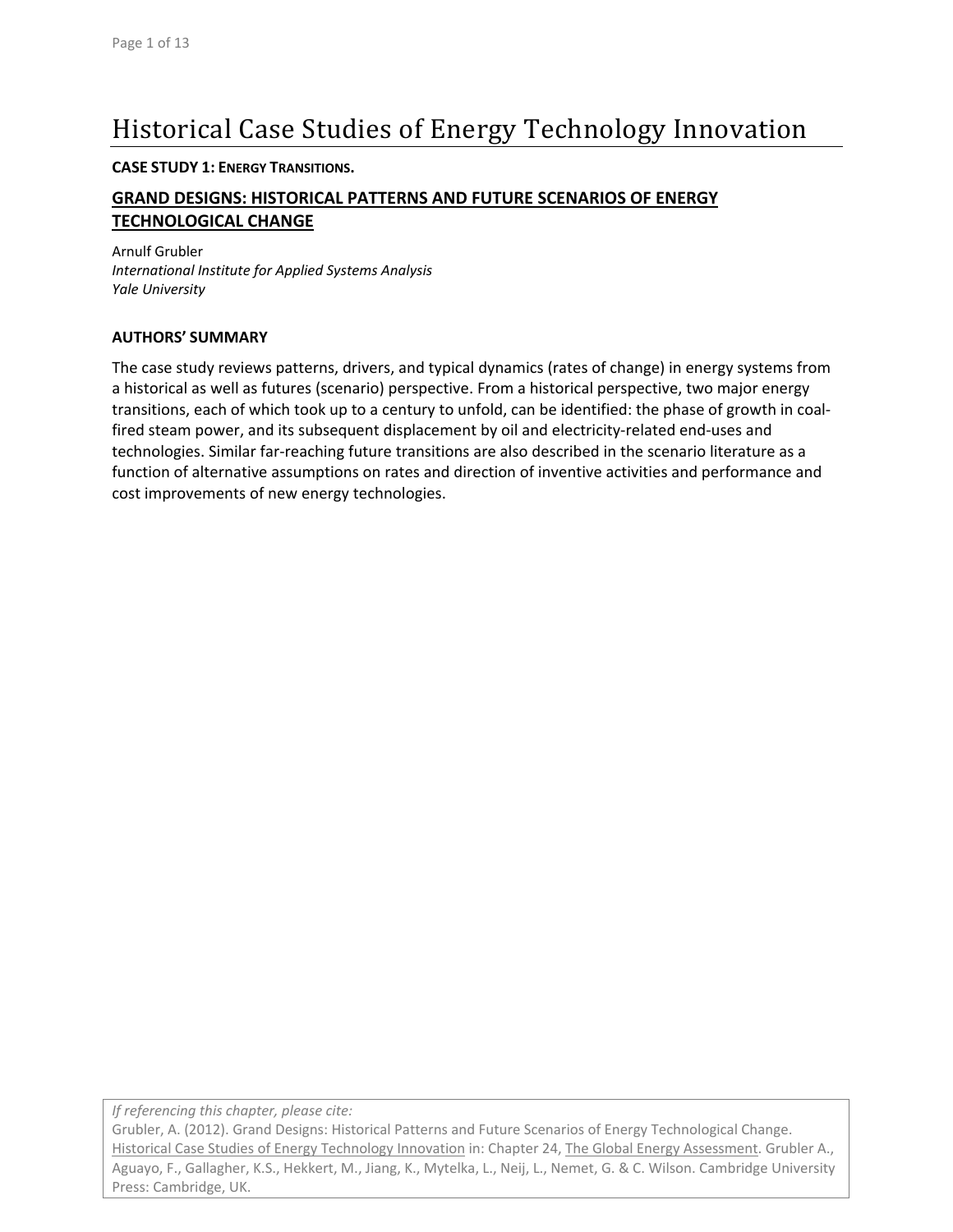# Historical Case Studies of Energy Technology Innovation

**CASE STUDY 1: ENERGY TRANSITIONS.**

## GRAND DESIGNS: HISTORICAL PATTERNS AND FUTURE SCENARIOS OF ENERGY TECHNOLOGICAL CHANGE

Arnulf Grubler
*International Institute for Applied Systems Analysis*
*Yale University*

**AUTHORS' SUMMARY**

The case study reviews patterns, drivers, and typical dynamics (rates of change) in energy systems from a historical as well as futures (scenario) perspective. From a historical perspective, two major energy transitions, each of which took up to a century to unfold, can be identified: the phase of growth in coal-fired steam power, and its subsequent displacement by oil and electricity-related end-uses and technologies. Similar far-reaching future transitions are also described in the scenario literature as a function of alternative assumptions on rates and direction of inventive activities and performance and cost improvements of new energy technologies.

*If referencing this chapter, please cite:*
Grubler, A. (2012). Grand Designs: Historical Patterns and Future Scenarios of Energy Technological Change. Historical Case Studies of Energy Technology Innovation in: Chapter 24, The Global Energy Assessment. Grubler A., Aguayo, F., Gallagher, K.S., Hekkert, M., Jiang, K., Mytelka, L., Neij, L., Nemet, G. & C. Wilson. Cambridge University Press: Cambridge, UK.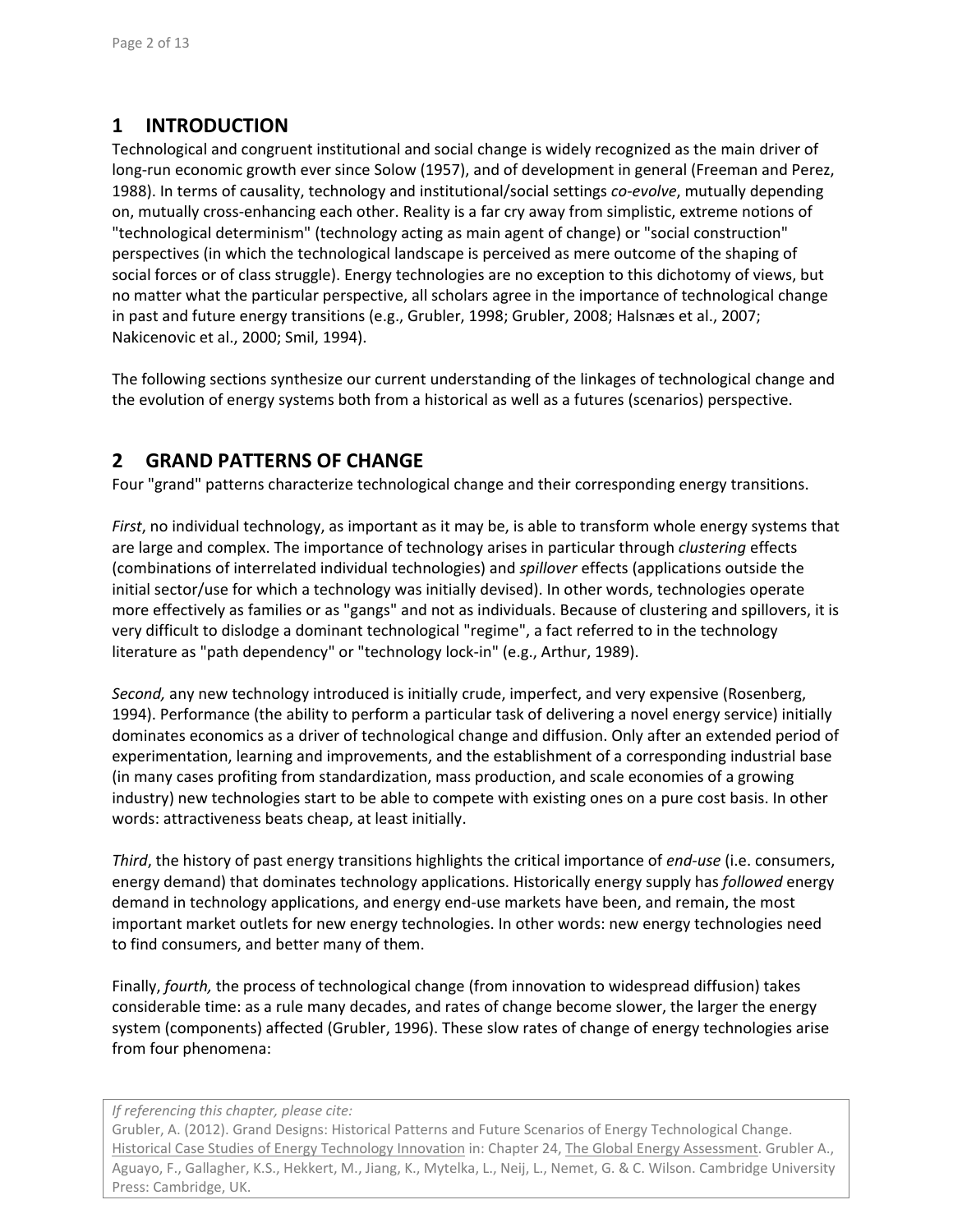## 1 INTRODUCTION

Technological and congruent institutional and social change is widely recognized as the main driver of long-run economic growth ever since Solow (1957), and of development in general (Freeman and Perez, 1988). In terms of causality, technology and institutional/social settings *co-evolve*, mutually depending on, mutually cross-enhancing each other. Reality is a far cry away from simplistic, extreme notions of "technological determinism" (technology acting as main agent of change) or "social construction" perspectives (in which the technological landscape is perceived as mere outcome of the shaping of social forces or of class struggle). Energy technologies are no exception to this dichotomy of views, but no matter what the particular perspective, all scholars agree in the importance of technological change in past and future energy transitions (e.g., Grubler, 1998; Grubler, 2008; Halsnæs et al., 2007; Nakicenovic et al., 2000; Smil, 1994).

The following sections synthesize our current understanding of the linkages of technological change and the evolution of energy systems both from a historical as well as a futures (scenarios) perspective.

## 2 GRAND PATTERNS OF CHANGE

Four "grand" patterns characterize technological change and their corresponding energy transitions.

*First*, no individual technology, as important as it may be, is able to transform whole energy systems that are large and complex. The importance of technology arises in particular through *clustering* effects (combinations of interrelated individual technologies) and *spillover* effects (applications outside the initial sector/use for which a technology was initially devised). In other words, technologies operate more effectively as families or as "gangs" and not as individuals. Because of clustering and spillovers, it is very difficult to dislodge a dominant technological "regime", a fact referred to in the technology literature as "path dependency" or "technology lock-in" (e.g., Arthur, 1989).

*Second,* any new technology introduced is initially crude, imperfect, and very expensive (Rosenberg, 1994). Performance (the ability to perform a particular task of delivering a novel energy service) initially dominates economics as a driver of technological change and diffusion. Only after an extended period of experimentation, learning and improvements, and the establishment of a corresponding industrial base (in many cases profiting from standardization, mass production, and scale economies of a growing industry) new technologies start to be able to compete with existing ones on a pure cost basis. In other words: attractiveness beats cheap, at least initially.

*Third*, the history of past energy transitions highlights the critical importance of *end-use* (i.e. consumers, energy demand) that dominates technology applications. Historically energy supply has *followed* energy demand in technology applications, and energy end-use markets have been, and remain, the most important market outlets for new energy technologies. In other words: new energy technologies need to find consumers, and better many of them.

Finally, *fourth,* the process of technological change (from innovation to widespread diffusion) takes considerable time: as a rule many decades, and rates of change become slower, the larger the energy system (components) affected (Grubler, 1996). These slow rates of change of energy technologies arise from four phenomena:

*If referencing this chapter, please cite:*
Grubler, A. (2012). Grand Designs: Historical Patterns and Future Scenarios of Energy Technological Change. Historical Case Studies of Energy Technology Innovation in: Chapter 24, The Global Energy Assessment. Grubler A., Aguayo, F., Gallagher, K.S., Hekkert, M., Jiang, K., Mytelka, L., Neij, L., Nemet, G. & C. Wilson. Cambridge University Press: Cambridge, UK.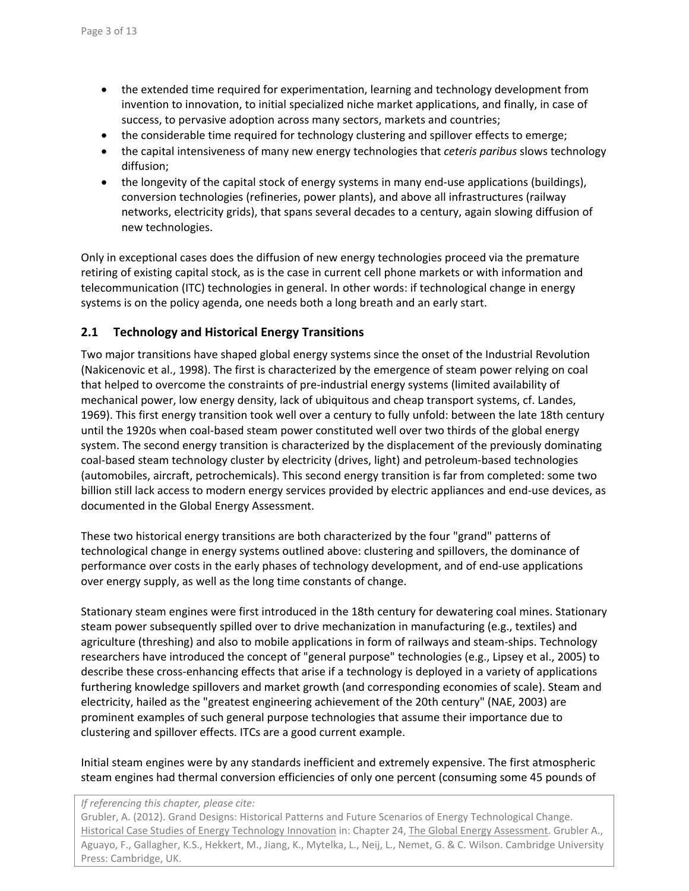- the extended time required for experimentation, learning and technology development from invention to innovation, to initial specialized niche market applications, and finally, in case of success, to pervasive adoption across many sectors, markets and countries;
- the considerable time required for technology clustering and spillover effects to emerge;
- the capital intensiveness of many new energy technologies that *ceteris paribus* slows technology diffusion;
- the longevity of the capital stock of energy systems in many end-use applications (buildings), conversion technologies (refineries, power plants), and above all infrastructures (railway networks, electricity grids), that spans several decades to a century, again slowing diffusion of new technologies.

Only in exceptional cases does the diffusion of new energy technologies proceed via the premature retiring of existing capital stock, as is the case in current cell phone markets or with information and telecommunication (ITC) technologies in general. In other words: if technological change in energy systems is on the policy agenda, one needs both a long breath and an early start.

## 2.1 Technology and Historical Energy Transitions

Two major transitions have shaped global energy systems since the onset of the Industrial Revolution (Nakicenovic et al., 1998). The first is characterized by the emergence of steam power relying on coal that helped to overcome the constraints of pre-industrial energy systems (limited availability of mechanical power, low energy density, lack of ubiquitous and cheap transport systems, cf. Landes, 1969). This first energy transition took well over a century to fully unfold: between the late 18th century until the 1920s when coal-based steam power constituted well over two thirds of the global energy system. The second energy transition is characterized by the displacement of the previously dominating coal-based steam technology cluster by electricity (drives, light) and petroleum-based technologies (automobiles, aircraft, petrochemicals). This second energy transition is far from completed: some two billion still lack access to modern energy services provided by electric appliances and end-use devices, as documented in the Global Energy Assessment.

These two historical energy transitions are both characterized by the four "grand" patterns of technological change in energy systems outlined above: clustering and spillovers, the dominance of performance over costs in the early phases of technology development, and of end-use applications over energy supply, as well as the long time constants of change.

Stationary steam engines were first introduced in the 18th century for dewatering coal mines. Stationary steam power subsequently spilled over to drive mechanization in manufacturing (e.g., textiles) and agriculture (threshing) and also to mobile applications in form of railways and steam-ships. Technology researchers have introduced the concept of "general purpose" technologies (e.g., Lipsey et al., 2005) to describe these cross-enhancing effects that arise if a technology is deployed in a variety of applications furthering knowledge spillovers and market growth (and corresponding economies of scale). Steam and electricity, hailed as the "greatest engineering achievement of the 20th century" (NAE, 2003) are prominent examples of such general purpose technologies that assume their importance due to clustering and spillover effects. ITCs are a good current example.

Initial steam engines were by any standards inefficient and extremely expensive. The first atmospheric steam engines had thermal conversion efficiencies of only one percent (consuming some 45 pounds of

*If referencing this chapter, please cite:*
Grubler, A. (2012). Grand Designs: Historical Patterns and Future Scenarios of Energy Technological Change. Historical Case Studies of Energy Technology Innovation in: Chapter 24, The Global Energy Assessment. Grubler A., Aguayo, F., Gallagher, K.S., Hekkert, M., Jiang, K., Mytelka, L., Neij, L., Nemet, G. & C. Wilson. Cambridge University Press: Cambridge, UK.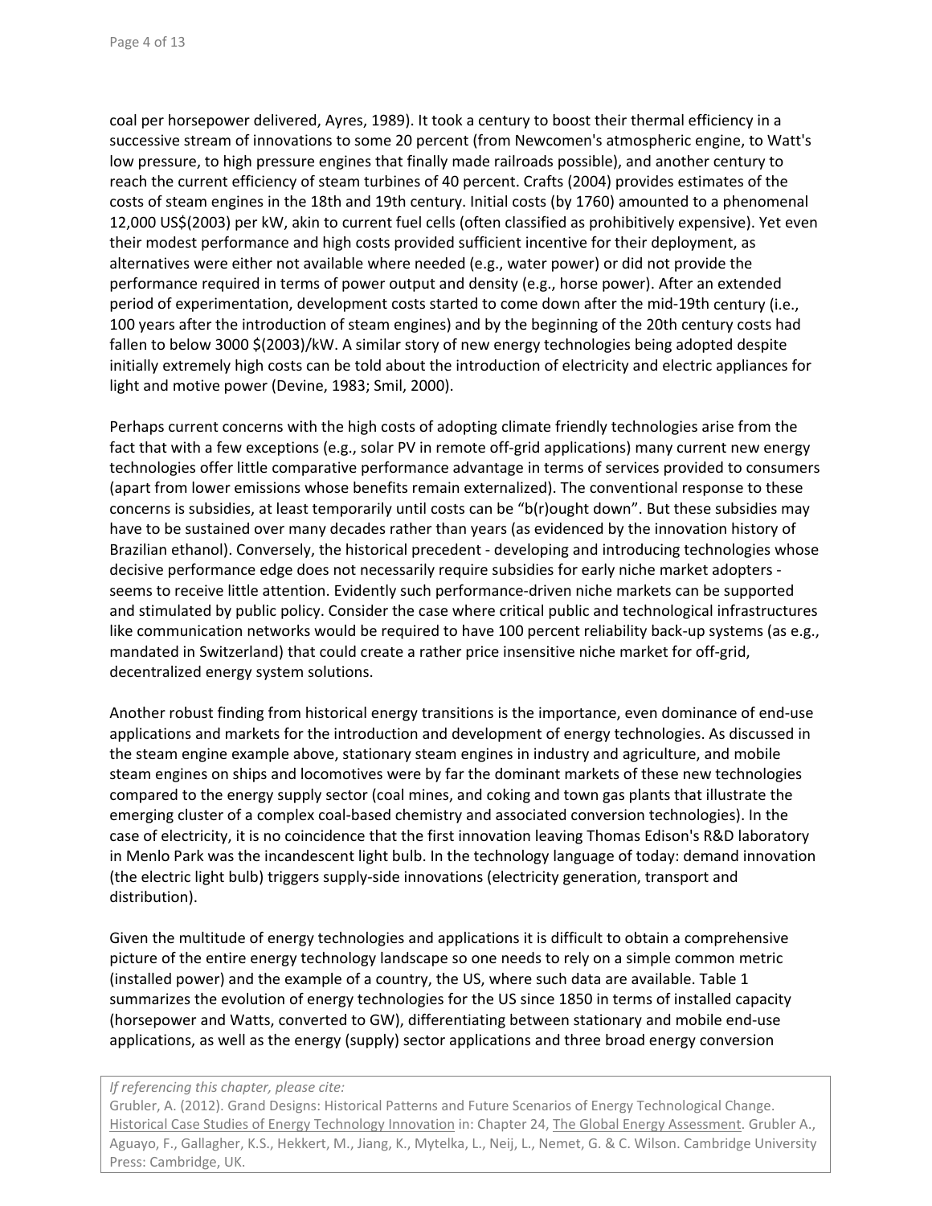coal per horsepower delivered, Ayres, 1989). It took a century to boost their thermal efficiency in a successive stream of innovations to some 20 percent (from Newcomen's atmospheric engine, to Watt's low pressure, to high pressure engines that finally made railroads possible), and another century to reach the current efficiency of steam turbines of 40 percent. Crafts (2004) provides estimates of the costs of steam engines in the 18th and 19th century. Initial costs (by 1760) amounted to a phenomenal 12,000 US$(2003) per kW, akin to current fuel cells (often classified as prohibitively expensive). Yet even their modest performance and high costs provided sufficient incentive for their deployment, as alternatives were either not available where needed (e.g., water power) or did not provide the performance required in terms of power output and density (e.g., horse power). After an extended period of experimentation, development costs started to come down after the mid-19th century (i.e., 100 years after the introduction of steam engines) and by the beginning of the 20th century costs had fallen to below 3000 $(2003)/kW. A similar story of new energy technologies being adopted despite initially extremely high costs can be told about the introduction of electricity and electric appliances for light and motive power (Devine, 1983; Smil, 2000).

Perhaps current concerns with the high costs of adopting climate friendly technologies arise from the fact that with a few exceptions (e.g., solar PV in remote off-grid applications) many current new energy technologies offer little comparative performance advantage in terms of services provided to consumers (apart from lower emissions whose benefits remain externalized). The conventional response to these concerns is subsidies, at least temporarily until costs can be "b(r)ought down". But these subsidies may have to be sustained over many decades rather than years (as evidenced by the innovation history of Brazilian ethanol). Conversely, the historical precedent - developing and introducing technologies whose decisive performance edge does not necessarily require subsidies for early niche market adopters - seems to receive little attention. Evidently such performance-driven niche markets can be supported and stimulated by public policy. Consider the case where critical public and technological infrastructures like communication networks would be required to have 100 percent reliability back-up systems (as e.g., mandated in Switzerland) that could create a rather price insensitive niche market for off-grid, decentralized energy system solutions.

Another robust finding from historical energy transitions is the importance, even dominance of end-use applications and markets for the introduction and development of energy technologies. As discussed in the steam engine example above, stationary steam engines in industry and agriculture, and mobile steam engines on ships and locomotives were by far the dominant markets of these new technologies compared to the energy supply sector (coal mines, and coking and town gas plants that illustrate the emerging cluster of a complex coal-based chemistry and associated conversion technologies). In the case of electricity, it is no coincidence that the first innovation leaving Thomas Edison's R&D laboratory in Menlo Park was the incandescent light bulb. In the technology language of today: demand innovation (the electric light bulb) triggers supply-side innovations (electricity generation, transport and distribution).

Given the multitude of energy technologies and applications it is difficult to obtain a comprehensive picture of the entire energy technology landscape so one needs to rely on a simple common metric (installed power) and the example of a country, the US, where such data are available. Table 1 summarizes the evolution of energy technologies for the US since 1850 in terms of installed capacity (horsepower and Watts, converted to GW), differentiating between stationary and mobile end-use applications, as well as the energy (supply) sector applications and three broad energy conversion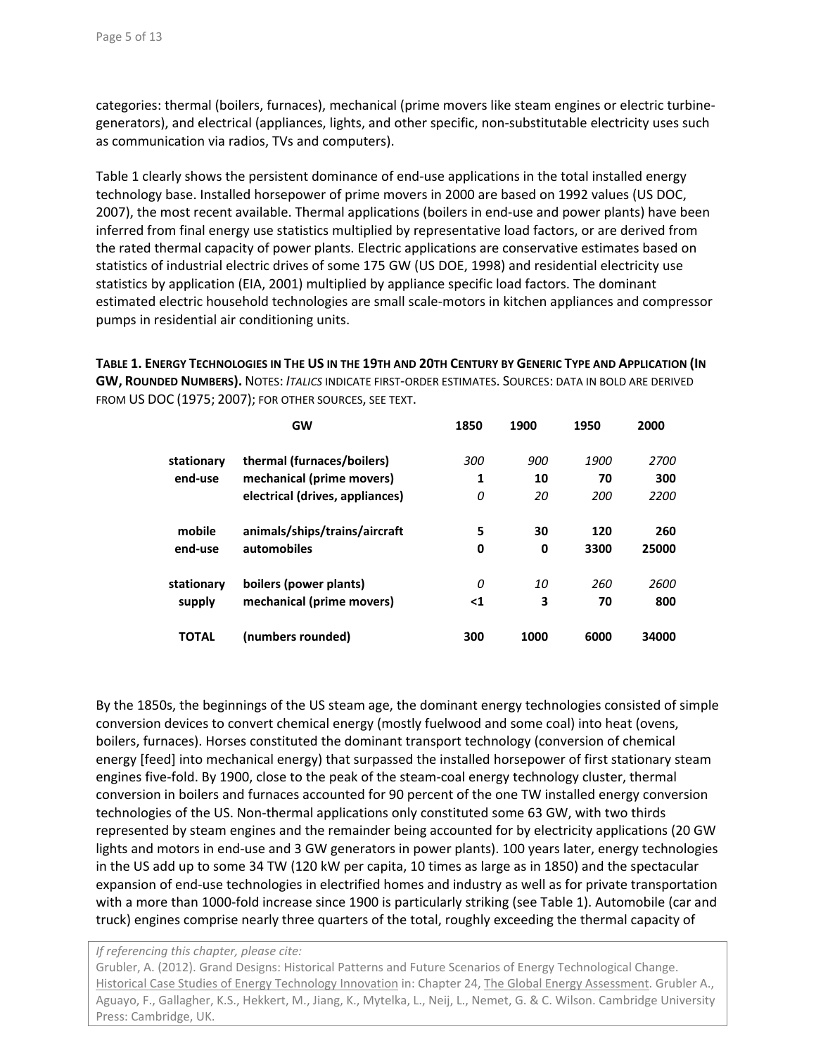categories: thermal (boilers, furnaces), mechanical (prime movers like steam engines or electric turbine-generators), and electrical (appliances, lights, and other specific, non-substitutable electricity uses such as communication via radios, TVs and computers).

Table 1 clearly shows the persistent dominance of end-use applications in the total installed energy technology base. Installed horsepower of prime movers in 2000 are based on 1992 values (US DOC, 2007), the most recent available. Thermal applications (boilers in end-use and power plants) have been inferred from final energy use statistics multiplied by representative load factors, or are derived from the rated thermal capacity of power plants. Electric applications are conservative estimates based on statistics of industrial electric drives of some 175 GW (US DOE, 1998) and residential electricity use statistics by application (EIA, 2001) multiplied by appliance specific load factors. The dominant estimated electric household technologies are small scale-motors in kitchen appliances and compressor pumps in residential air conditioning units.

**TABLE 1. ENERGY TECHNOLOGIES IN THE US IN THE 19TH AND 20TH CENTURY BY GENERIC TYPE AND APPLICATION (IN GW, ROUNDED NUMBERS).** NOTES: *ITALICS* INDICATE FIRST-ORDER ESTIMATES. SOURCES: DATA IN BOLD ARE DERIVED FROM US DOC (1975; 2007); FOR OTHER SOURCES, SEE TEXT.

| | GW | 1850 | 1900 | 1950 | 2000 |
|---|---|---|---|---|---|
| **stationary end-use** | **thermal (furnaces/boilers)** | *300* | *900* | *1900* | *2700* |
| | **mechanical (prime movers)** | **1** | **10** | **70** | **300** |
| | **electrical (drives, appliances)** | *0* | *20* | *200* | *2200* |
| **mobile end-use** | **animals/ships/trains/aircraft** | **5** | **30** | **120** | **260** |
| | **automobiles** | **0** | **0** | **3300** | **25000** |
| **stationary supply** | **boilers (power plants)** | *0* | *10* | *260* | *2600* |
| | **mechanical (prime movers)** | **<1** | **3** | **70** | **800** |
| **TOTAL** | **(numbers rounded)** | **300** | **1000** | **6000** | **34000** |

By the 1850s, the beginnings of the US steam age, the dominant energy technologies consisted of simple conversion devices to convert chemical energy (mostly fuelwood and some coal) into heat (ovens, boilers, furnaces). Horses constituted the dominant transport technology (conversion of chemical energy [feed] into mechanical energy) that surpassed the installed horsepower of first stationary steam engines five-fold. By 1900, close to the peak of the steam-coal energy technology cluster, thermal conversion in boilers and furnaces accounted for 90 percent of the one TW installed energy conversion technologies of the US. Non-thermal applications only constituted some 63 GW, with two thirds represented by steam engines and the remainder being accounted for by electricity applications (20 GW lights and motors in end-use and 3 GW generators in power plants). 100 years later, energy technologies in the US add up to some 34 TW (120 kW per capita, 10 times as large as in 1850) and the spectacular expansion of end-use technologies in electrified homes and industry as well as for private transportation with a more than 1000-fold increase since 1900 is particularly striking (see Table 1). Automobile (car and truck) engines comprise nearly three quarters of the total, roughly exceeding the thermal capacity of

*If referencing this chapter, please cite:*
Grubler, A. (2012). Grand Designs: Historical Patterns and Future Scenarios of Energy Technological Change. Historical Case Studies of Energy Technology Innovation in: Chapter 24, The Global Energy Assessment. Grubler A., Aguayo, F., Gallagher, K.S., Hekkert, M., Jiang, K., Mytelka, L., Neij, L., Nemet, G. & C. Wilson. Cambridge University Press: Cambridge, UK.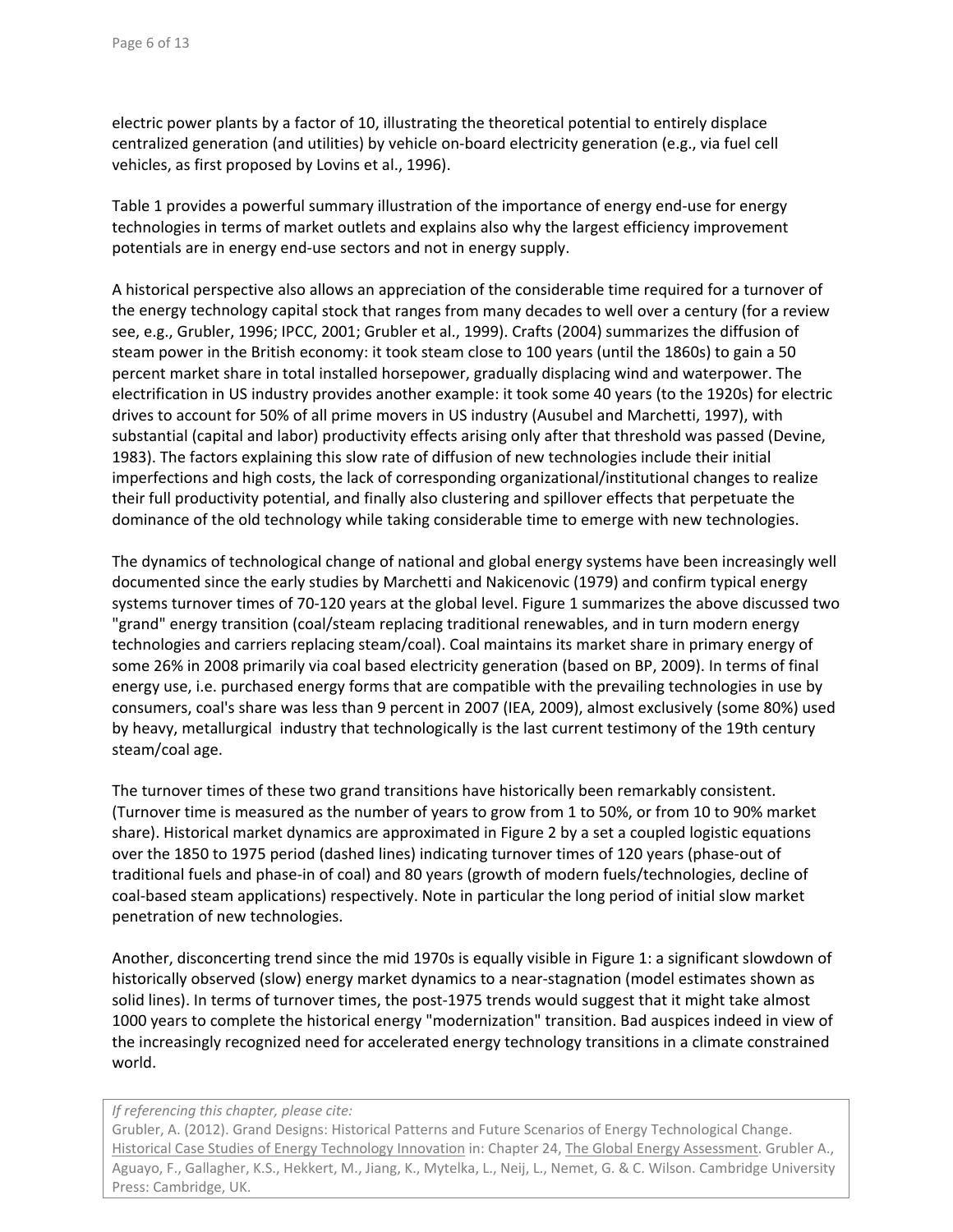electric power plants by a factor of 10, illustrating the theoretical potential to entirely displace centralized generation (and utilities) by vehicle on-board electricity generation (e.g., via fuel cell vehicles, as first proposed by Lovins et al., 1996).

Table 1 provides a powerful summary illustration of the importance of energy end-use for energy technologies in terms of market outlets and explains also why the largest efficiency improvement potentials are in energy end-use sectors and not in energy supply.

A historical perspective also allows an appreciation of the considerable time required for a turnover of the energy technology capital stock that ranges from many decades to well over a century (for a review see, e.g., Grubler, 1996; IPCC, 2001; Grubler et al., 1999). Crafts (2004) summarizes the diffusion of steam power in the British economy: it took steam close to 100 years (until the 1860s) to gain a 50 percent market share in total installed horsepower, gradually displacing wind and waterpower. The electrification in US industry provides another example: it took some 40 years (to the 1920s) for electric drives to account for 50% of all prime movers in US industry (Ausubel and Marchetti, 1997), with substantial (capital and labor) productivity effects arising only after that threshold was passed (Devine, 1983). The factors explaining this slow rate of diffusion of new technologies include their initial imperfections and high costs, the lack of corresponding organizational/institutional changes to realize their full productivity potential, and finally also clustering and spillover effects that perpetuate the dominance of the old technology while taking considerable time to emerge with new technologies.

The dynamics of technological change of national and global energy systems have been increasingly well documented since the early studies by Marchetti and Nakicenovic (1979) and confirm typical energy systems turnover times of 70-120 years at the global level. Figure 1 summarizes the above discussed two "grand" energy transition (coal/steam replacing traditional renewables, and in turn modern energy technologies and carriers replacing steam/coal). Coal maintains its market share in primary energy of some 26% in 2008 primarily via coal based electricity generation (based on BP, 2009). In terms of final energy use, i.e. purchased energy forms that are compatible with the prevailing technologies in use by consumers, coal's share was less than 9 percent in 2007 (IEA, 2009), almost exclusively (some 80%) used by heavy, metallurgical industry that technologically is the last current testimony of the 19th century steam/coal age.

The turnover times of these two grand transitions have historically been remarkably consistent. (Turnover time is measured as the number of years to grow from 1 to 50%, or from 10 to 90% market share). Historical market dynamics are approximated in Figure 2 by a set a coupled logistic equations over the 1850 to 1975 period (dashed lines) indicating turnover times of 120 years (phase-out of traditional fuels and phase-in of coal) and 80 years (growth of modern fuels/technologies, decline of coal-based steam applications) respectively. Note in particular the long period of initial slow market penetration of new technologies.

Another, disconcerting trend since the mid 1970s is equally visible in Figure 1: a significant slowdown of historically observed (slow) energy market dynamics to a near-stagnation (model estimates shown as solid lines). In terms of turnover times, the post-1975 trends would suggest that it might take almost 1000 years to complete the historical energy "modernization" transition. Bad auspices indeed in view of the increasingly recognized need for accelerated energy technology transitions in a climate constrained world.

*If referencing this chapter, please cite:*
Grubler, A. (2012). Grand Designs: Historical Patterns and Future Scenarios of Energy Technological Change. Historical Case Studies of Energy Technology Innovation in: Chapter 24, The Global Energy Assessment. Grubler A., Aguayo, F., Gallagher, K.S., Hekkert, M., Jiang, K., Mytelka, L., Neij, L., Nemet, G. & C. Wilson. Cambridge University Press: Cambridge, UK.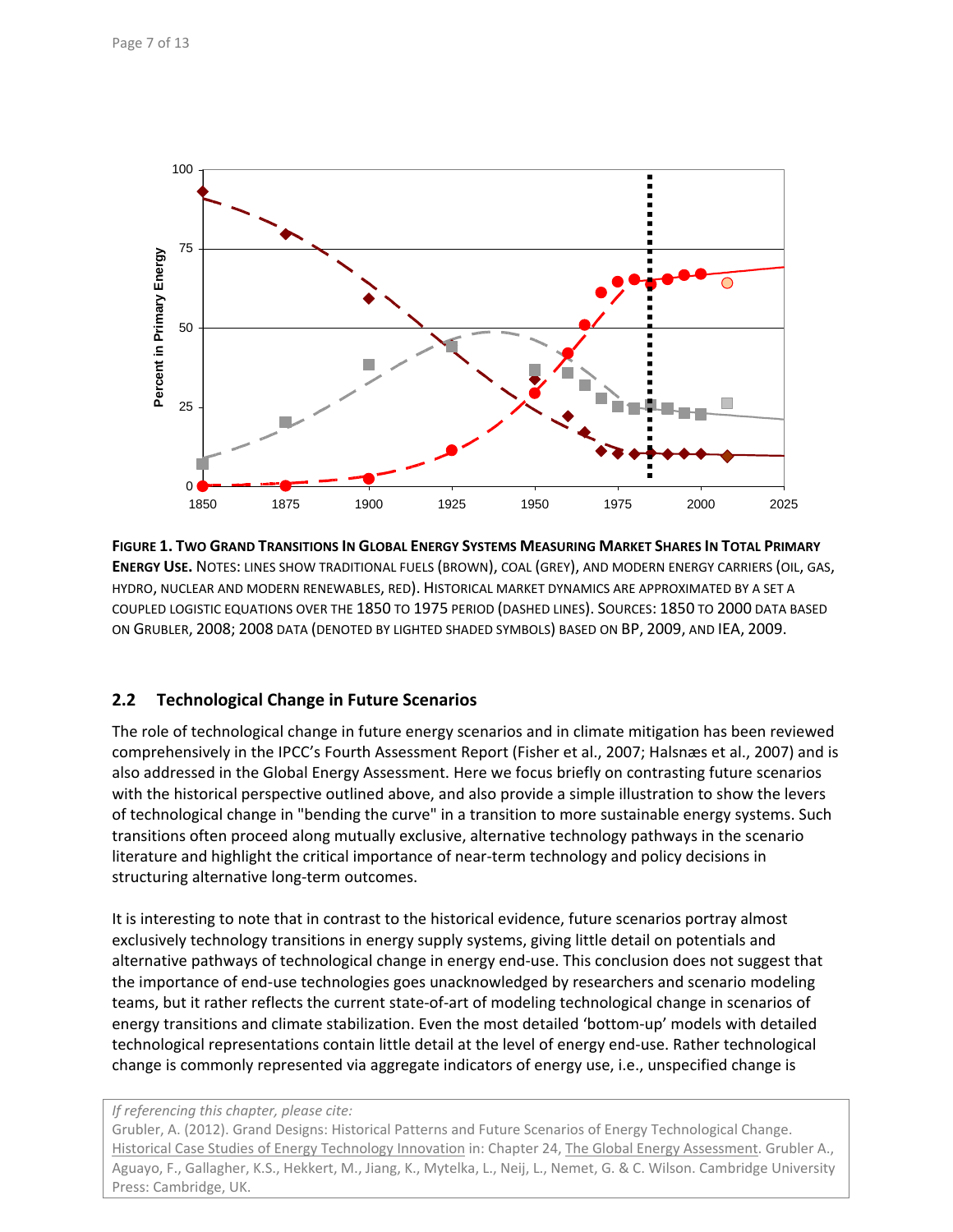**FIGURE 1. TWO GRAND TRANSITIONS IN GLOBAL ENERGY SYSTEMS MEASURING MARKET SHARES IN TOTAL PRIMARY ENERGY USE.** NOTES: LINES SHOW TRADITIONAL FUELS (BROWN), COAL (GREY), AND MODERN ENERGY CARRIERS (OIL, GAS, HYDRO, NUCLEAR AND MODERN RENEWABLES, RED). HISTORICAL MARKET DYNAMICS ARE APPROXIMATED BY A SET A COUPLED LOGISTIC EQUATIONS OVER THE 1850 TO 1975 PERIOD (DASHED LINES). SOURCES: 1850 TO 2000 DATA BASED ON GRUBLER, 2008; 2008 DATA (DENOTED BY LIGHTED SHADED SYMBOLS) BASED ON BP, 2009, AND IEA, 2009.

## 2.2 Technological Change in Future Scenarios

The role of technological change in future energy scenarios and in climate mitigation has been reviewed comprehensively in the IPCC's Fourth Assessment Report (Fisher et al., 2007; Halsnæs et al., 2007) and is also addressed in the Global Energy Assessment. Here we focus briefly on contrasting future scenarios with the historical perspective outlined above, and also provide a simple illustration to show the levers of technological change in "bending the curve" in a transition to more sustainable energy systems. Such transitions often proceed along mutually exclusive, alternative technology pathways in the scenario literature and highlight the critical importance of near-term technology and policy decisions in structuring alternative long-term outcomes.

It is interesting to note that in contrast to the historical evidence, future scenarios portray almost exclusively technology transitions in energy supply systems, giving little detail on potentials and alternative pathways of technological change in energy end-use. This conclusion does not suggest that the importance of end-use technologies goes unacknowledged by researchers and scenario modeling teams, but it rather reflects the current state-of-art of modeling technological change in scenarios of energy transitions and climate stabilization. Even the most detailed 'bottom-up' models with detailed technological representations contain little detail at the level of energy end-use. Rather technological change is commonly represented via aggregate indicators of energy use, i.e., unspecified change is

*If referencing this chapter, please cite:*
Grubler, A. (2012). Grand Designs: Historical Patterns and Future Scenarios of Energy Technological Change. Historical Case Studies of Energy Technology Innovation in: Chapter 24, The Global Energy Assessment. Grubler A., Aguayo, F., Gallagher, K.S., Hekkert, M., Jiang, K., Mytelka, L., Neij, L., Nemet, G. & C. Wilson. Cambridge University Press: Cambridge, UK.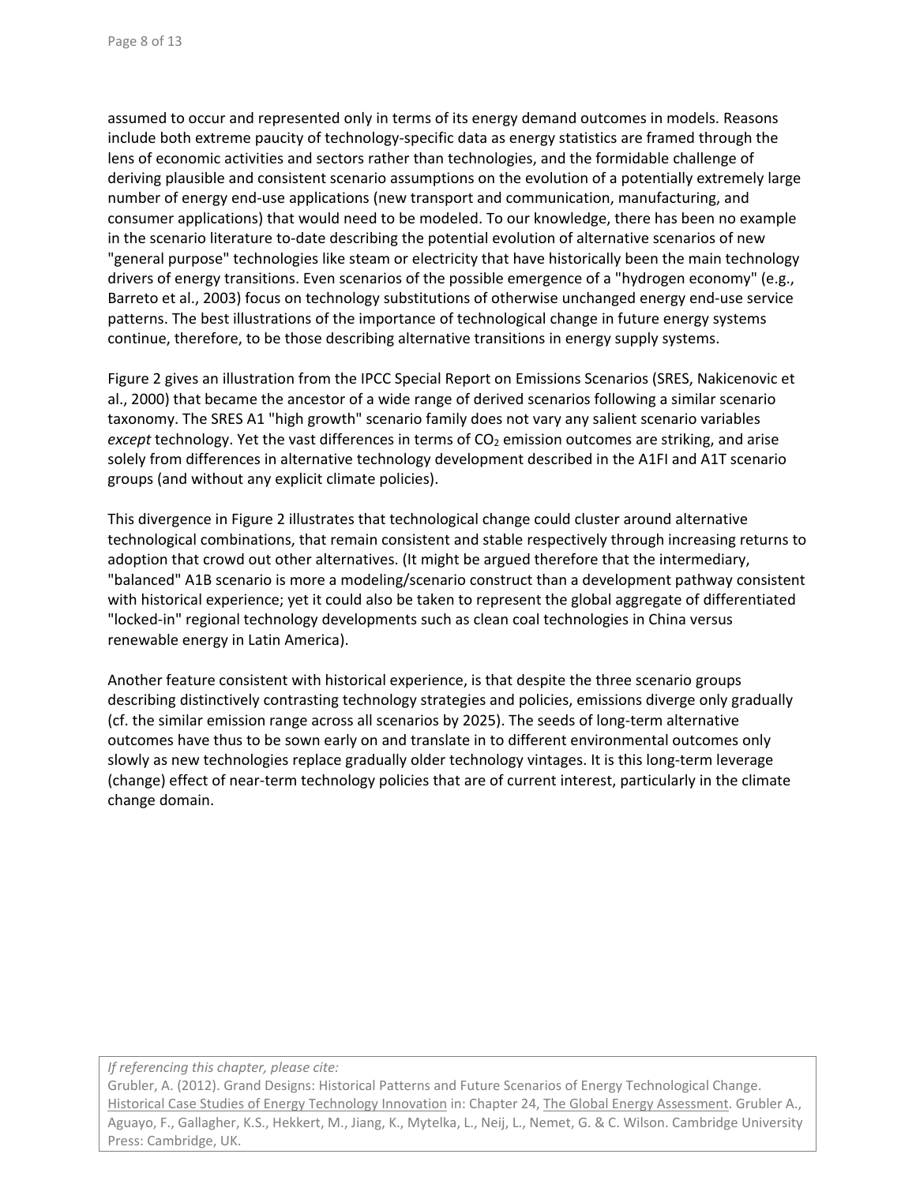assumed to occur and represented only in terms of its energy demand outcomes in models. Reasons include both extreme paucity of technology-specific data as energy statistics are framed through the lens of economic activities and sectors rather than technologies, and the formidable challenge of deriving plausible and consistent scenario assumptions on the evolution of a potentially extremely large number of energy end-use applications (new transport and communication, manufacturing, and consumer applications) that would need to be modeled. To our knowledge, there has been no example in the scenario literature to-date describing the potential evolution of alternative scenarios of new "general purpose" technologies like steam or electricity that have historically been the main technology drivers of energy transitions. Even scenarios of the possible emergence of a "hydrogen economy" (e.g., Barreto et al., 2003) focus on technology substitutions of otherwise unchanged energy end-use service patterns. The best illustrations of the importance of technological change in future energy systems continue, therefore, to be those describing alternative transitions in energy supply systems.

Figure 2 gives an illustration from the IPCC Special Report on Emissions Scenarios (SRES, Nakicenovic et al., 2000) that became the ancestor of a wide range of derived scenarios following a similar scenario taxonomy. The SRES A1 "high growth" scenario family does not vary any salient scenario variables *except* technology. Yet the vast differences in terms of $CO_2$ emission outcomes are striking, and arise solely from differences in alternative technology development described in the A1FI and A1T scenario groups (and without any explicit climate policies).

This divergence in Figure 2 illustrates that technological change could cluster around alternative technological combinations, that remain consistent and stable respectively through increasing returns to adoption that crowd out other alternatives. (It might be argued therefore that the intermediary, "balanced" A1B scenario is more a modeling/scenario construct than a development pathway consistent with historical experience; yet it could also be taken to represent the global aggregate of differentiated "locked-in" regional technology developments such as clean coal technologies in China versus renewable energy in Latin America).

Another feature consistent with historical experience, is that despite the three scenario groups describing distinctively contrasting technology strategies and policies, emissions diverge only gradually (cf. the similar emission range across all scenarios by 2025). The seeds of long-term alternative outcomes have thus to be sown early on and translate in to different environmental outcomes only slowly as new technologies replace gradually older technology vintages. It is this long-term leverage (change) effect of near-term technology policies that are of current interest, particularly in the climate change domain.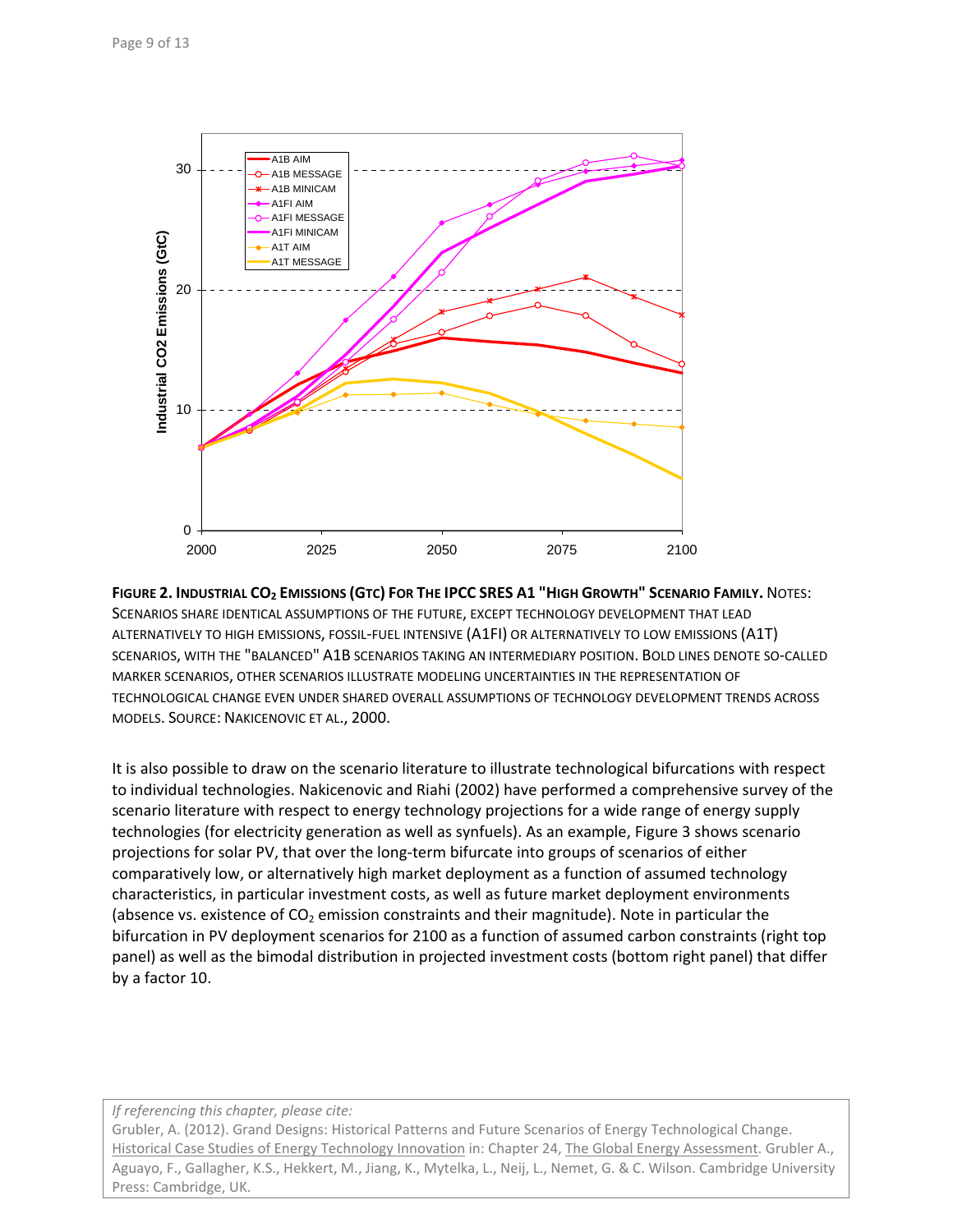**Figure 2. Industrial $CO_2$ Emissions (GtC) For The IPCC SRES A1 "High Growth" Scenario Family.** Notes: Scenarios share identical assumptions of the future, except technology development that lead alternatively to high emissions, fossil-fuel intensive (A1FI) or alternatively to low emissions (A1T) scenarios, with the "balanced" A1B scenarios taking an intermediary position. Bold lines denote so-called marker scenarios, other scenarios illustrate modeling uncertainties in the representation of technological change even under shared overall assumptions of technology development trends across models. Source: Nakicenovic et al., 2000.

It is also possible to draw on the scenario literature to illustrate technological bifurcations with respect to individual technologies. Nakicenovic and Riahi (2002) have performed a comprehensive survey of the scenario literature with respect to energy technology projections for a wide range of energy supply technologies (for electricity generation as well as synfuels). As an example, Figure 3 shows scenario projections for solar PV, that over the long-term bifurcate into groups of scenarios of either comparatively low, or alternatively high market deployment as a function of assumed technology characteristics, in particular investment costs, as well as future market deployment environments (absence vs. existence of $CO_2$ emission constraints and their magnitude). Note in particular the bifurcation in PV deployment scenarios for 2100 as a function of assumed carbon constraints (right top panel) as well as the bimodal distribution in projected investment costs (bottom right panel) that differ by a factor 10.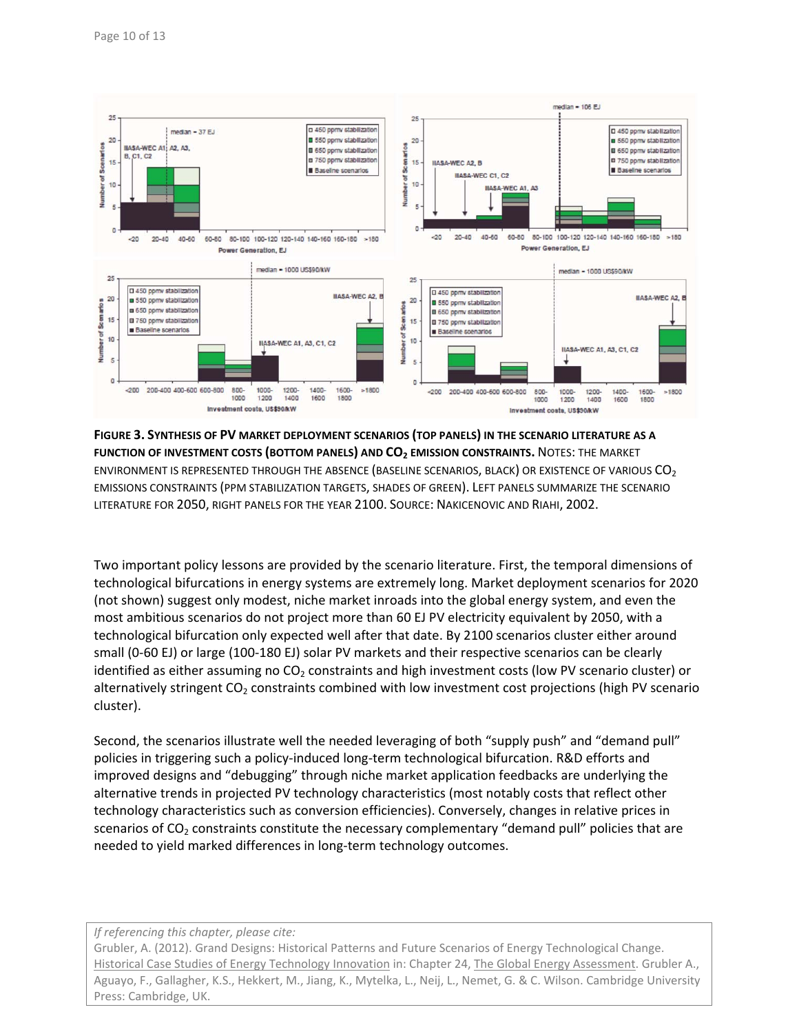**FIGURE 3. SYNTHESIS OF PV MARKET DEPLOYMENT SCENARIOS (TOP PANELS) IN THE SCENARIO LITERATURE AS A FUNCTION OF INVESTMENT COSTS (BOTTOM PANELS) AND $CO_2$ EMISSION CONSTRAINTS.** NOTES: THE MARKET ENVIRONMENT IS REPRESENTED THROUGH THE ABSENCE (BASELINE SCENARIOS, BLACK) OR EXISTENCE OF VARIOUS $CO_2$ EMISSIONS CONSTRAINTS (PPM STABILIZATION TARGETS, SHADES OF GREEN). LEFT PANELS SUMMARIZE THE SCENARIO LITERATURE FOR 2050, RIGHT PANELS FOR THE YEAR 2100. SOURCE: NAKICENOVIC AND RIAHI, 2002.

Two important policy lessons are provided by the scenario literature. First, the temporal dimensions of technological bifurcations in energy systems are extremely long. Market deployment scenarios for 2020 (not shown) suggest only modest, niche market inroads into the global energy system, and even the most ambitious scenarios do not project more than 60 EJ PV electricity equivalent by 2050, with a technological bifurcation only expected well after that date. By 2100 scenarios cluster either around small (0-60 EJ) or large (100-180 EJ) solar PV markets and their respective scenarios can be clearly identified as either assuming no $CO_2$ constraints and high investment costs (low PV scenario cluster) or alternatively stringent $CO_2$ constraints combined with low investment cost projections (high PV scenario cluster).

Second, the scenarios illustrate well the needed leveraging of both “supply push” and “demand pull” policies in triggering such a policy-induced long-term technological bifurcation. R&D efforts and improved designs and “debugging” through niche market application feedbacks are underlying the alternative trends in projected PV technology characteristics (most notably costs that reflect other technology characteristics such as conversion efficiencies). Conversely, changes in relative prices in scenarios of $CO_2$ constraints constitute the necessary complementary “demand pull” policies that are needed to yield marked differences in long-term technology outcomes.

*If referencing this chapter, please cite:*
Grubler, A. (2012). Grand Designs: Historical Patterns and Future Scenarios of Energy Technological Change. Historical Case Studies of Energy Technology Innovation in: Chapter 24, The Global Energy Assessment. Grubler A., Aguayo, F., Gallagher, K.S., Hekkert, M., Jiang, K., Mytelka, L., Neij, L., Nemet, G. & C. Wilson. Cambridge University Press: Cambridge, UK.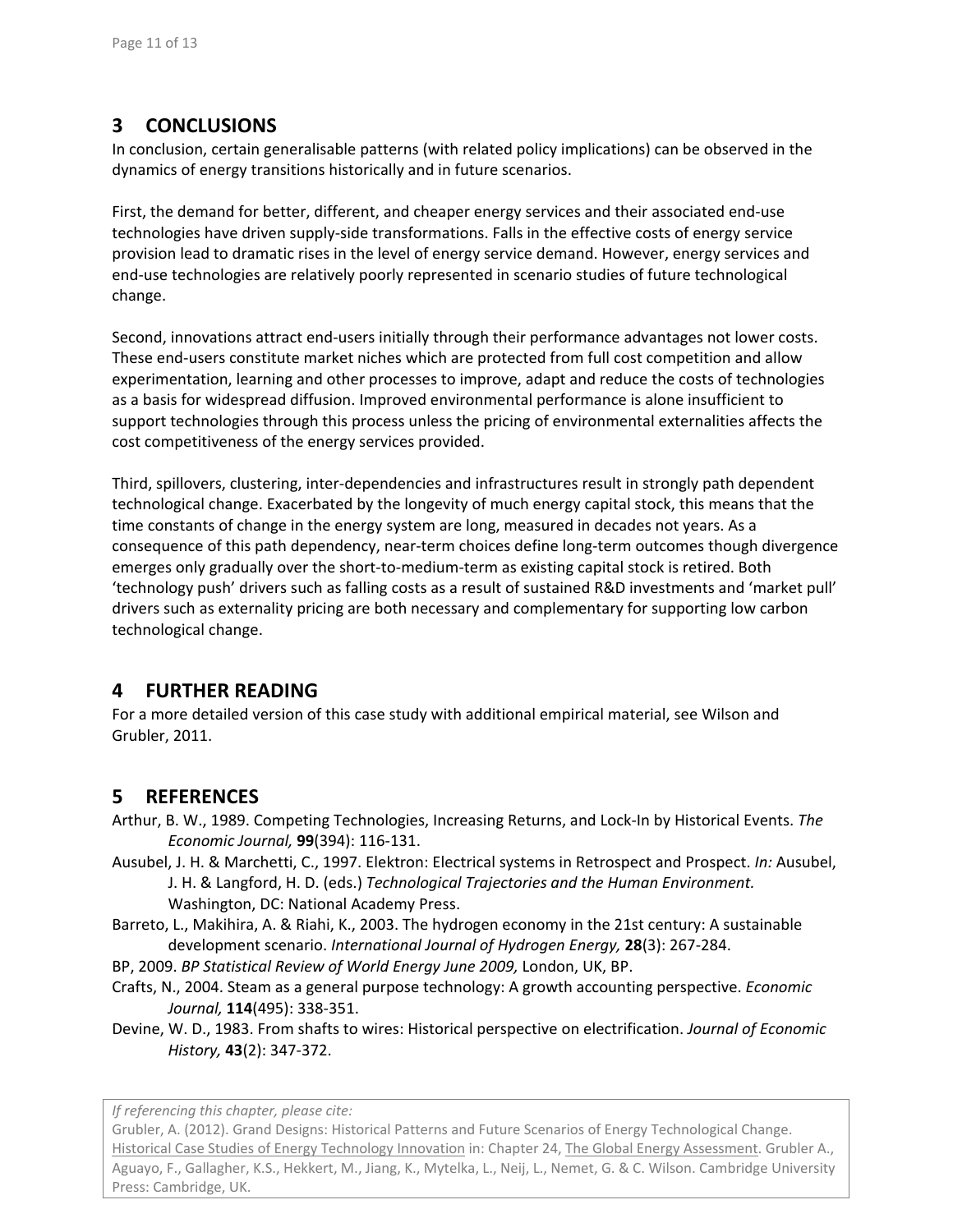## 3 CONCLUSIONS

In conclusion, certain generalisable patterns (with related policy implications) can be observed in the dynamics of energy transitions historically and in future scenarios.

First, the demand for better, different, and cheaper energy services and their associated end-use technologies have driven supply-side transformations. Falls in the effective costs of energy service provision lead to dramatic rises in the level of energy service demand. However, energy services and end-use technologies are relatively poorly represented in scenario studies of future technological change.

Second, innovations attract end-users initially through their performance advantages not lower costs. These end-users constitute market niches which are protected from full cost competition and allow experimentation, learning and other processes to improve, adapt and reduce the costs of technologies as a basis for widespread diffusion. Improved environmental performance is alone insufficient to support technologies through this process unless the pricing of environmental externalities affects the cost competitiveness of the energy services provided.

Third, spillovers, clustering, inter-dependencies and infrastructures result in strongly path dependent technological change. Exacerbated by the longevity of much energy capital stock, this means that the time constants of change in the energy system are long, measured in decades not years. As a consequence of this path dependency, near-term choices define long-term outcomes though divergence emerges only gradually over the short-to-medium-term as existing capital stock is retired. Both 'technology push' drivers such as falling costs as a result of sustained R&D investments and 'market pull' drivers such as externality pricing are both necessary and complementary for supporting low carbon technological change.

## 4 FURTHER READING

For a more detailed version of this case study with additional empirical material, see Wilson and Grubler, 2011.

## 5 REFERENCES

Arthur, B. W., 1989. Competing Technologies, Increasing Returns, and Lock-In by Historical Events. *The Economic Journal,* **99**(394): 116-131.

Ausubel, J. H. & Marchetti, C., 1997. Elektron: Electrical systems in Retrospect and Prospect. *In:* Ausubel, J. H. & Langford, H. D. (eds.) *Technological Trajectories and the Human Environment.* Washington, DC: National Academy Press.

Barreto, L., Makihira, A. & Riahi, K., 2003. The hydrogen economy in the 21st century: A sustainable development scenario. *International Journal of Hydrogen Energy,* **28**(3): 267-284.

BP, 2009. *BP Statistical Review of World Energy June 2009,* London, UK, BP.

Crafts, N., 2004. Steam as a general purpose technology: A growth accounting perspective. *Economic Journal,* **114**(495): 338-351.

Devine, W. D., 1983. From shafts to wires: Historical perspective on electrification. *Journal of Economic History,* **43**(2): 347-372.

*If referencing this chapter, please cite:*
Grubler, A. (2012). Grand Designs: Historical Patterns and Future Scenarios of Energy Technological Change. Historical Case Studies of Energy Technology Innovation in: Chapter 24, The Global Energy Assessment. Grubler A., Aguayo, F., Gallagher, K.S., Hekkert, M., Jiang, K., Mytelka, L., Neij, L., Nemet, G. & C. Wilson. Cambridge University Press: Cambridge, UK.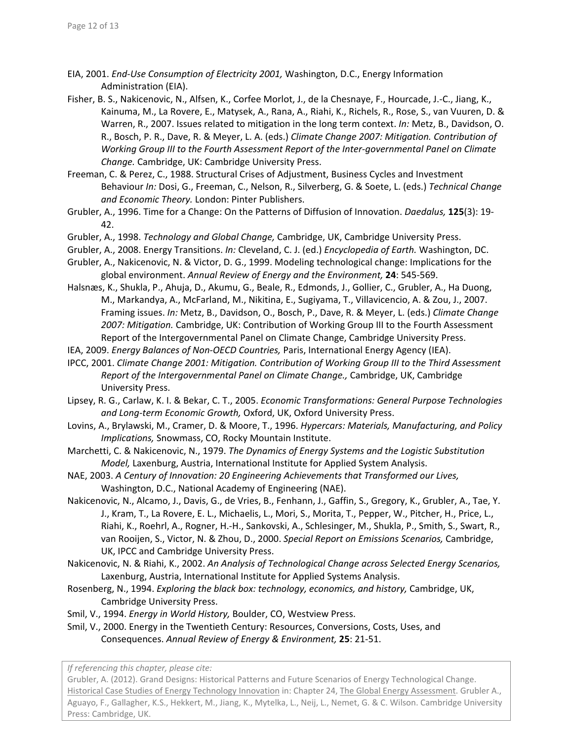EIA, 2001. *End-Use Consumption of Electricity 2001,* Washington, D.C., Energy Information Administration (EIA).

Fisher, B. S., Nakicenovic, N., Alfsen, K., Corfee Morlot, J., de la Chesnaye, F., Hourcade, J.-C., Jiang, K., Kainuma, M., La Rovere, E., Matysek, A., Rana, A., Riahi, K., Richels, R., Rose, S., van Vuuren, D. & Warren, R., 2007. Issues related to mitigation in the long term context. *In:* Metz, B., Davidson, O. R., Bosch, P. R., Dave, R. & Meyer, L. A. (eds.) *Climate Change 2007: Mitigation. Contribution of Working Group III to the Fourth Assessment Report of the Inter-governmental Panel on Climate Change.* Cambridge, UK: Cambridge University Press.

Freeman, C. & Perez, C., 1988. Structural Crises of Adjustment, Business Cycles and Investment Behaviour *In:* Dosi, G., Freeman, C., Nelson, R., Silverberg, G. & Soete, L. (eds.) *Technical Change and Economic Theory.* London: Pinter Publishers.

Grubler, A., 1996. Time for a Change: On the Patterns of Diffusion of Innovation. *Daedalus,* **125**(3): 19-42.

Grubler, A., 1998. *Technology and Global Change,* Cambridge, UK, Cambridge University Press.

Grubler, A., 2008. Energy Transitions. *In:* Cleveland, C. J. (ed.) *Encyclopedia of Earth.* Washington, DC.

Grubler, A., Nakicenovic, N. & Victor, D. G., 1999. Modeling technological change: Implications for the global environment. *Annual Review of Energy and the Environment,* **24**: 545-569.

Halsnæs, K., Shukla, P., Ahuja, D., Akumu, G., Beale, R., Edmonds, J., Gollier, C., Grubler, A., Ha Duong, M., Markandya, A., McFarland, M., Nikitina, E., Sugiyama, T., Villavicencio, A. & Zou, J., 2007. Framing issues. *In:* Metz, B., Davidson, O., Bosch, P., Dave, R. & Meyer, L. (eds.) *Climate Change 2007: Mitigation.* Cambridge, UK: Contribution of Working Group III to the Fourth Assessment Report of the Intergovernmental Panel on Climate Change, Cambridge University Press.

IEA, 2009. *Energy Balances of Non-OECD Countries,* Paris, International Energy Agency (IEA).

IPCC, 2001. *Climate Change 2001: Mitigation. Contribution of Working Group III to the Third Assessment Report of the Intergovernmental Panel on Climate Change.,* Cambridge, UK, Cambridge University Press.

Lipsey, R. G., Carlaw, K. I. & Bekar, C. T., 2005. *Economic Transformations: General Purpose Technologies and Long-term Economic Growth,* Oxford, UK, Oxford University Press.

Lovins, A., Brylawski, M., Cramer, D. & Moore, T., 1996. *Hypercars: Materials, Manufacturing, and Policy Implications,* Snowmass, CO, Rocky Mountain Institute.

Marchetti, C. & Nakicenovic, N., 1979. *The Dynamics of Energy Systems and the Logistic Substitution Model,* Laxenburg, Austria, International Institute for Applied System Analysis.

NAE, 2003. *A Century of Innovation: 20 Engineering Achievements that Transformed our Lives,* Washington, D.C., National Academy of Engineering (NAE).

Nakicenovic, N., Alcamo, J., Davis, G., de Vries, B., Fenhann, J., Gaffin, S., Gregory, K., Grubler, A., Tae, Y. J., Kram, T., La Rovere, E. L., Michaelis, L., Mori, S., Morita, T., Pepper, W., Pitcher, H., Price, L., Riahi, K., Roehrl, A., Rogner, H.-H., Sankovski, A., Schlesinger, M., Shukla, P., Smith, S., Swart, R., van Rooijen, S., Victor, N. & Zhou, D., 2000. *Special Report on Emissions Scenarios,* Cambridge, UK, IPCC and Cambridge University Press.

Nakicenovic, N. & Riahi, K., 2002. *An Analysis of Technological Change across Selected Energy Scenarios,* Laxenburg, Austria, International Institute for Applied Systems Analysis.

Rosenberg, N., 1994. *Exploring the black box: technology, economics, and history,* Cambridge, UK, Cambridge University Press.

Smil, V., 1994. *Energy in World History,* Boulder, CO, Westview Press.

Smil, V., 2000. Energy in the Twentieth Century: Resources, Conversions, Costs, Uses, and Consequences. *Annual Review of Energy & Environment,* **25**: 21-51.

*If referencing this chapter, please cite:*
Grubler, A. (2012). Grand Designs: Historical Patterns and Future Scenarios of Energy Technological Change. Historical Case Studies of Energy Technology Innovation in: Chapter 24, The Global Energy Assessment. Grubler A., Aguayo, F., Gallagher, K.S., Hekkert, M., Jiang, K., Mytelka, L., Neij, L., Nemet, G. & C. Wilson. Cambridge University Press: Cambridge, UK.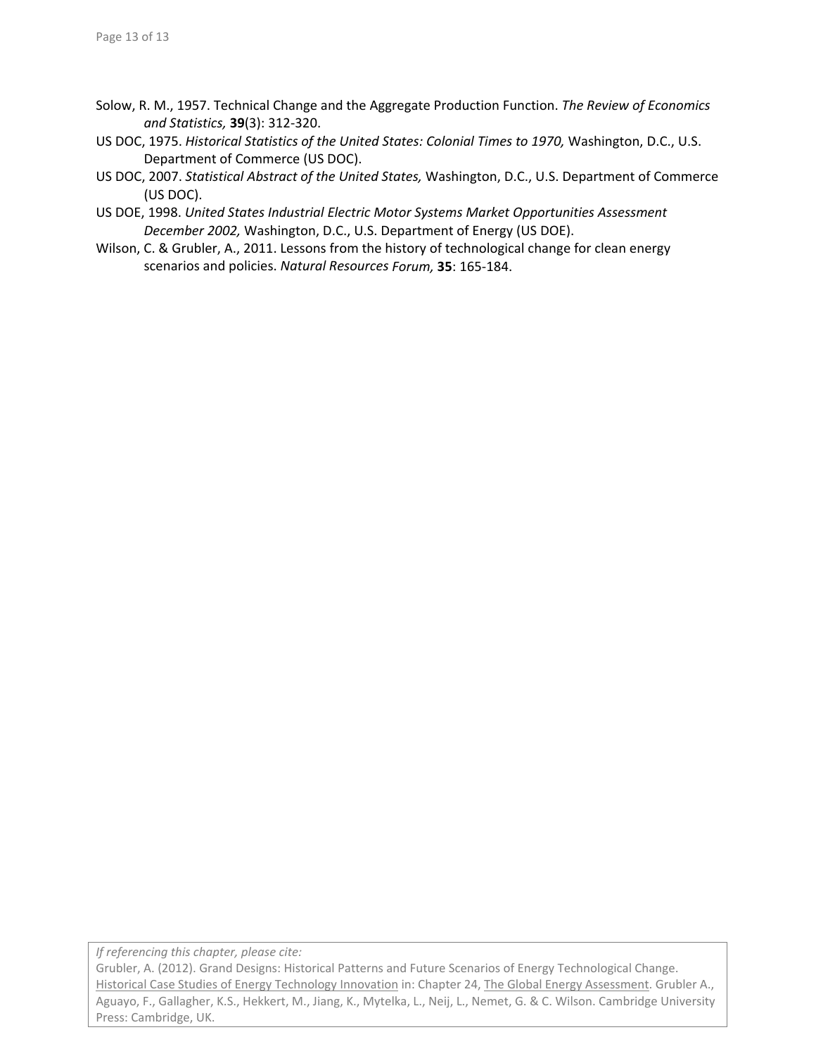Solow, R. M., 1957. Technical Change and the Aggregate Production Function. *The Review of Economics and Statistics,* **39**(3): 312-320.

US DOC, 1975. *Historical Statistics of the United States: Colonial Times to 1970,* Washington, D.C., U.S. Department of Commerce (US DOC).

US DOC, 2007. *Statistical Abstract of the United States,* Washington, D.C., U.S. Department of Commerce (US DOC).

US DOE, 1998. *United States Industrial Electric Motor Systems Market Opportunities Assessment December 2002,* Washington, D.C., U.S. Department of Energy (US DOE).

Wilson, C. & Grubler, A., 2011. Lessons from the history of technological change for clean energy scenarios and policies. *Natural Resources Forum,* **35**: 165-184.

*If referencing this chapter, please cite:*
Grubler, A. (2012). Grand Designs: Historical Patterns and Future Scenarios of Energy Technological Change. Historical Case Studies of Energy Technology Innovation in: Chapter 24, The Global Energy Assessment. Grubler A., Aguayo, F., Gallagher, K.S., Hekkert, M., Jiang, K., Mytelka, L., Neij, L., Nemet, G. & C. Wilson. Cambridge University Press: Cambridge, UK.